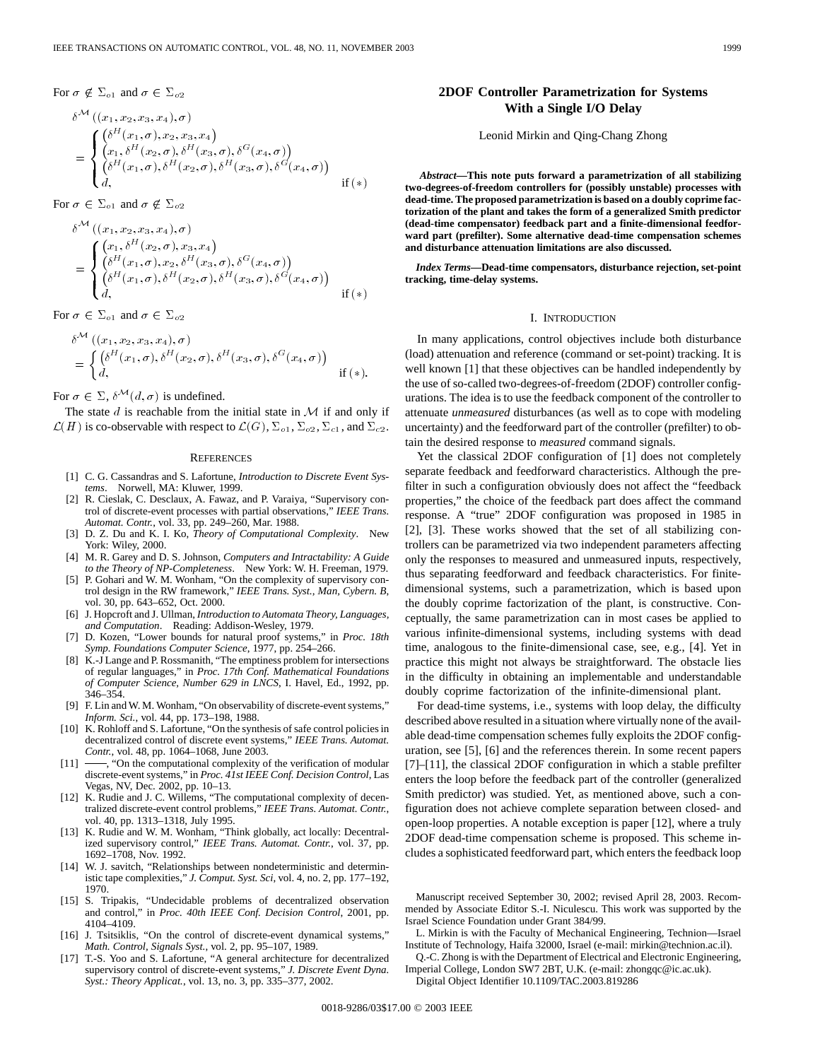For $\sigma \notin \Sigma_{o1}$ and $\sigma \in \Sigma_{o2}$

$$
\delta^{\mathcal{M}}((x_1, x_2, x_3, x_4), \sigma) = \begin{cases} \left(\delta^H(x_1, \sigma), x_2, x_3, x_4\right) \\ \left(x_1, \delta^H(x_2, \sigma), \delta^H(x_3, \sigma), \delta^G(x_4, \sigma)\right) \\ \left(\delta^H(x_1, \sigma), \delta^H(x_2, \sigma), \delta^H(x_3, \sigma), \delta^G(x_4, \sigma)\right) \\ d, & \text{if } (*) \end{cases}
$$

For $\sigma \in \Sigma_{o1}$ and $\sigma \notin \Sigma_{o2}$

$$
\delta^{\mathcal{M}}((x_1, x_2, x_3, x_4), \sigma) = \begin{cases} \left(x_1, \delta^H(x_2, \sigma), x_3, x_4\right) \\ \left(\delta^H(x_1, \sigma), x_2, \delta^H(x_3, \sigma), \delta^G(x_4, \sigma)\right) \\ \left(\delta^H(x_1, \sigma), \delta^H(x_2, \sigma), \delta^H(x_3, \sigma), \delta^G(x_4, \sigma)\right) \\ d, & \text{if } (*) \end{cases}
$$

For $\sigma \in \Sigma_{o1}$ and $\sigma \in \Sigma_{o2}$

$$
\delta^{\mathcal{M}}((x_1, x_2, x_3, x_4), \sigma) = \begin{cases} \left(\delta^H(x_1, \sigma), \delta^H(x_2, \sigma), \delta^H(x_3, \sigma), \delta^G(x_4, \sigma)\right) \\ d, & \text{if } (*). \end{cases}
$$

For $\sigma \in \Sigma$, $\delta^{\mathcal{M}}(d, \sigma)$ is undefined.

The state $d$ is reachable from the initial state in $\mathcal{M}$ if and only if $\mathcal{L}(H)$ is co-observable with respect to $\mathcal{L}(G)$, $\Sigma_{o1}$, $\Sigma_{o2}$, $\Sigma_{c1}$, and $\Sigma_{c2}$.

## REFERENCES

- [1] C. G. Cassandras and S. Lafortune, *Introduction to Discrete Event Systems*. Norwell, MA: Kluwer, 1999.
- [2] R. Cieslak, C. Desclaux, A. Fawaz, and P. Varaiya, "Supervisory control of discrete-event processes with partial observations," *IEEE Trans. Automat. Contr.*, vol. 33, pp. 249–260, Mar. 1988.
- [3] D. Z. Du and K. I. Ko, *Theory of Computational Complexity*. New York: Wiley, 2000.
- [4] M. R. Garey and D. S. Johnson, *Computers and Intractability: A Guide to the Theory of NP-Completeness*. New York: W. H. Freeman, 1979.
- [5] P. Gohari and W. M. Wonham, "On the complexity of supervisory control design in the RW framework," *IEEE Trans. Syst., Man, Cybern. B*, vol. 30, pp. 643–652, Oct. 2000.
- [6] J. Hopcroft and J. Ullman, *Introduction to Automata Theory, Languages, and Computation*. Reading: Addison-Wesley, 1979.
- [7] D. Kozen, "Lower bounds for natural proof systems," in *Proc. 18th Symp. Foundations Computer Science*, 1977, pp. 254–266.
- [8] K.-J Lange and P. Rossmanith, "The emptiness problem for intersections of regular languages," in *Proc. 17th Conf. Mathematical Foundations of Computer Science, Number 629 in LNCS*, I. Havel, Ed., 1992, pp. 346–354.
- [9] F. Lin and W. M. Wonham, "On observability of discrete-event systems," *Inform. Sci.*, vol. 44, pp. 173–198, 1988.
- [10] K. Rohloff and S. Lafortune, "On the synthesis of safe control policies in decentralized control of discrete event systems," *IEEE Trans. Automat. Contr.*, vol. 48, pp. 1064–1068, June 2003.
- [11] ——, "On the computational complexity of the verification of modular discrete-event systems," in *Proc. 41st IEEE Conf. Decision Control*, Las Vegas, NV, Dec. 2002, pp. 10–13.
- [12] K. Rudie and J. C. Willems, "The computational complexity of decentralized discrete-event control problems," *IEEE Trans. Automat. Contr.*, vol. 40, pp. 1313–1318, July 1995.
- [13] K. Rudie and W. M. Wonham, "Think globally, act locally: Decentralized supervisory control," *IEEE Trans. Automat. Contr.*, vol. 37, pp. 1692–1708, Nov. 1992.
- [14] W. J. savitch, "Relationships between nondeterministic and deterministic tape complexities," *J. Comput. Syst. Sci*, vol. 4, no. 2, pp. 177–192, 1970.
- [15] S. Tripakis, "Undecidable problems of decentralized observation and control," in *Proc. 40th IEEE Conf. Decision Control*, 2001, pp. 4104–4109.
- [16] J. Tsitsiklis, "On the control of discrete-event dynamical systems," *Math. Control, Signals Syst.*, vol. 2, pp. 95–107, 1989.
- [17] T.-S. Yoo and S. Lafortune, "A general architecture for decentralized supervisory control of discrete-event systems," *J. Discrete Event Dyna. Syst.: Theory Applicat.*, vol. 13, no. 3, pp. 335–377, 2002.

# 2DOF Controller Parametrization for Systems With a Single I/O Delay

Leonid Mirkin and Qing-Chang Zhong

***Abstract*—This note puts forward a parametrization of all stabilizing two-degrees-of-freedom controllers for (possibly unstable) processes with dead-time. The proposed parametrization is based on a doubly coprime factorization of the plant and takes the form of a generalized Smith predictor (dead-time compensator) feedback part and a finite-dimensional feedforward part (prefilter). Some alternative dead-time compensation schemes and disturbance attenuation limitations are also discussed.**

***Index Terms*—Dead-time compensators, disturbance rejection, set-point tracking, time-delay systems.**

## I. INTRODUCTION

In many applications, control objectives include both disturbance (load) attenuation and reference (command or set-point) tracking. It is well known [1] that these objectives can be handled independently by the use of so-called two-degrees-of-freedom (2DOF) controller configurations. The idea is to use the feedback component of the controller to attenuate *unmeasured* disturbances (as well as to cope with modeling uncertainty) and the feedforward part of the controller (prefilter) to obtain the desired response to *measured* command signals.

Yet the classical 2DOF configuration of [1] does not completely separate feedback and feedforward characteristics. Although the prefilter in such a configuration obviously does not affect the "feedback properties," the choice of the feedback part does affect the command response. A "true" 2DOF configuration was proposed in 1985 in [2], [3]. These works showed that the set of all stabilizing controllers can be parametrized via two independent parameters affecting only the responses to measured and unmeasured inputs, respectively, thus separating feedforward and feedback characteristics. For finite-dimensional systems, such a parametrization, which is based upon the doubly coprime factorization of the plant, is constructive. Conceptually, the same parametrization can in most cases be applied to various infinite-dimensional systems, including systems with dead time, analogous to the finite-dimensional case, see, e.g., [4]. Yet in practice this might not always be straightforward. The obstacle lies in the difficulty in obtaining an implementable and understandable doubly coprime factorization of the infinite-dimensional plant.

For dead-time systems, i.e., systems with loop delay, the difficulty described above resulted in a situation where virtually none of the available dead-time compensation schemes fully exploits the 2DOF configuration, see [5], [6] and the references therein. In some recent papers [7]–[11], the classical 2DOF configuration in which a stable prefilter enters the loop before the feedback part of the controller (generalized Smith predictor) was studied. Yet, as mentioned above, such a configuration does not achieve complete separation between closed- and open-loop properties. A notable exception is paper [12], where a truly 2DOF dead-time compensation scheme is proposed. This scheme includes a sophisticated feedforward part, which enters the feedback loop

Manuscript received September 30, 2002; revised April 28, 2003. Recommended by Associate Editor S.-I. Niculescu. This work was supported by the Israel Science Foundation under Grant 384/99.

L. Mirkin is with the Faculty of Mechanical Engineering, Technion—Israel Institute of Technology, Haifa 32000, Israel (e-mail: mirkin@technion.ac.il).

Q.-C. Zhong is with the Department of Electrical and Electronic Engineering, Imperial College, London SW7 2BT, U.K. (e-mail: zhongqc@ic.ac.uk).

Digital Object Identifier 10.1109/TAC.2003.819286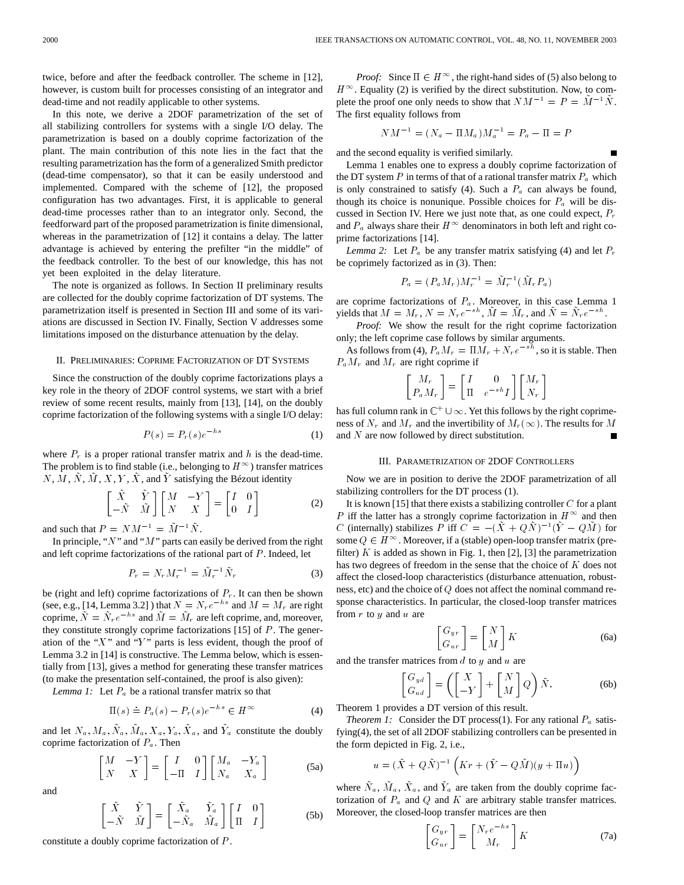twice, before and after the feedback controller. The scheme in [12], however, is custom built for processes consisting of an integrator and dead-time and not readily applicable to other systems.

In this note, we derive a 2DOF parametrization of the set of all stabilizing controllers for systems with a single I/O delay. The parametrization is based on a doubly coprime factorization of the plant. The main contribution of this note lies in the fact that the resulting parametrization has the form of a generalized Smith predictor (dead-time compensator), so that it can be easily understood and implemented. Compared with the scheme of [12], the proposed configuration has two advantages. First, it is applicable to general dead-time processes rather than to an integrator only. Second, the feedforward part of the proposed parametrization is finite dimensional, whereas in the parametrization of [12] it contains a delay. The latter advantage is achieved by entering the prefilter "in the middle" of the feedback controller. To the best of our knowledge, this has not yet been exploited in the delay literature.

The note is organized as follows. In Section II preliminary results are collected for the doubly coprime factorization of DT systems. The parametrization itself is presented in Section III and some of its variations are discussed in Section IV. Finally, Section V addresses some limitations imposed on the disturbance attenuation by the delay.

## II. Preliminaries: Coprime Factorization of DT Systems

Since the construction of the doubly coprime factorizations plays a key role in the theory of 2DOF control systems, we start with a brief review of some recent results, mainly from [13], [14], on the doubly coprime factorization of the following systems with a single I/O delay:

$$P(s) = P_r(s)e^{-hs} \tag{1}$$

where $P_r$ is a proper rational transfer matrix and $h$ is the dead-time. The problem is to find stable (i.e., belonging to $H^\infty$) transfer matrices $N, M, \tilde{N}, \tilde{M}, X, Y, \tilde{X}$, and $\tilde{Y}$ satisfying the Bézout identity

$$\begin{bmatrix} \tilde{X} & \tilde{Y} \\ -\tilde{N} & \tilde{M} \end{bmatrix} \begin{bmatrix} M & -Y \\ N & X \end{bmatrix} = \begin{bmatrix} I & 0 \\ 0 & I \end{bmatrix} \tag{2}$$

and such that $P = NM^{-1} = \tilde{M}^{-1}\tilde{N}$.

In principle, "$N$" and "$M$" parts can easily be derived from the right and left coprime factorizations of the rational part of $P$. Indeed, let

$$P_r = N_r M_r^{-1} = \tilde{M}_r^{-1}\tilde{N}_r \tag{3}$$

be (right and left) coprime factorizations of $P_r$. It can then be shown (see, e.g., [14, Lemma 3.2] ) that $N = N_r e^{-hs}$ and $M = M_r$ are right coprime, $\tilde{N} = \tilde{N}_r e^{-hs}$ and $\tilde{M} = \tilde{M}_r$ are left coprime, and, moreover, they constitute strongly coprime factorizations [15] of $P$. The generation of the "$X$" and "$Y$" parts is less evident, though the proof of Lemma 3.2 in [14] is constructive. The Lemma below, which is essentially from [13], gives a method for generating these transfer matrices (to make the presentation self-contained, the proof is also given):

*Lemma 1:* Let $P_a$ be a rational transfer matrix so that

$$\Pi(s) \doteq P_a(s) - P_r(s)e^{-hs} \in H^\infty \tag{4}$$

and let $N_a, M_a, \tilde{N}_a, \tilde{M}_a, X_a, Y_a, \tilde{X}_a$, and $\tilde{Y}_a$ constitute the doubly coprime factorization of $P_a$. Then

$$\begin{bmatrix} M & -Y \\ N & X \end{bmatrix} = \begin{bmatrix} I & 0 \\ -\Pi & I \end{bmatrix} \begin{bmatrix} M_a & -Y_a \\ N_a & X_a \end{bmatrix} \tag{5a}$$

and

$$\begin{bmatrix} \tilde{X} & \tilde{Y} \\ -\tilde{N} & \tilde{M} \end{bmatrix} = \begin{bmatrix} \tilde{X}_a & \tilde{Y}_a \\ -\tilde{N}_a & \tilde{M}_a \end{bmatrix} \begin{bmatrix} I & 0 \\ \Pi & I \end{bmatrix} \tag{5b}$$

constitute a doubly coprime factorization of $P$.

*Proof:* Since $\Pi \in H^\infty$, the right-hand sides of (5) also belong to $H^\infty$. Equality (2) is verified by the direct substitution. Now, to complete the proof one only needs to show that $NM^{-1} = P = \tilde{M}^{-1}\tilde{N}$. The first equality follows from

$$NM^{-1} = (N_a - \Pi M_a)M_a^{-1} = P_a - \Pi = P$$

and the second equality is verified similarly. ∎

Lemma 1 enables one to express a doubly coprime factorization of the DT system $P$ in terms of that of a rational transfer matrix $P_a$ which is only constrained to satisfy (4). Such a $P_a$ can always be found, though its choice is nonunique. Possible choices for $P_a$ will be discussed in Section IV. Here we just note that, as one could expect, $P_r$ and $P_a$ always share their $H^\infty$ denominators in both left and right coprime factorizations [14].

*Lemma 2:* Let $P_a$ be any transfer matrix satisfying (4) and let $P_r$ be coprimely factorized as in (3). Then:

$$P_a = (P_a M_r)M_r^{-1} = \tilde{M}_r^{-1}(\tilde{M}_r P_a)$$

are coprime factorizations of $P_a$. Moreover, in this case Lemma 1 yields that $M = M_r$, $N = N_r e^{-sh}$, $\tilde{M} = \tilde{M}_r$, and $\tilde{N} = \tilde{N}_r e^{-sh}$.

*Proof:* We show the result for the right coprime factorization only; the left coprime case follows by similar arguments.

As follows from (4), $P_a M_r = \Pi M_r + N_r e^{-sh}$, so it is stable. Then $P_a M_r$ and $M_r$ are right coprime if

$$\begin{bmatrix} M_r \\ P_a M_r \end{bmatrix} = \begin{bmatrix} I & 0 \\ \Pi & e^{-sh}I \end{bmatrix} \begin{bmatrix} M_r \\ N_r \end{bmatrix}$$

has full column rank in $\mathbb{C}^+ \cup \infty$. Yet this follows by the right coprimeness of $N_r$ and $M_r$ and the invertibility of $M_r(\infty)$. The results for $M$ and $N$ are now followed by direct substitution. ∎

## III. Parametrization of 2DOF Controllers

Now we are in position to derive the 2DOF parametrization of all stabilizing controllers for the DT process (1).

It is known [15] that there exists a stabilizing controller $C$ for a plant $P$ iff the latter has a strongly coprime factorization in $H^\infty$ and then $C$ (internally) stabilizes $P$ iff $C = -(\tilde{X} + Q\tilde{N})^{-1}(\tilde{Y} - Q\tilde{M})$ for some $Q \in H^\infty$. Moreover, if a (stable) open-loop transfer matrix (prefilter) $K$ is added as shown in Fig. 1, then [2], [3] the parametrization has two degrees of freedom in the sense that the choice of $K$ does not affect the closed-loop characteristics (disturbance attenuation, robustness, etc) and the choice of $Q$ does not affect the nominal command response characteristics. In particular, the closed-loop transfer matrices from $r$ to $y$ and $u$ are

$$\begin{bmatrix} G_{yr} \\ G_{ur} \end{bmatrix} = \begin{bmatrix} N \\ M \end{bmatrix} K \tag{6a}$$

and the transfer matrices from $d$ to $y$ and $u$ are

$$\begin{bmatrix} G_{yd} \\ G_{ud} \end{bmatrix} = \left( \begin{bmatrix} X \\ -Y \end{bmatrix} + \begin{bmatrix} N \\ M \end{bmatrix} Q \right) \tilde{N}. \tag{6b}$$

Theorem 1 provides a DT version of this result.

*Theorem 1:* Consider the DT process(1). For any rational $P_a$ satisfying(4), the set of all 2DOF stabilizing controllers can be presented in the form depicted in Fig. 2, i.e.,

$$u = (\tilde{X} + Q\tilde{N})^{-1}\left(Kr + (\tilde{Y} - Q\tilde{M})(y + \Pi u)\right)$$

where $\tilde{N}_a$, $\tilde{M}_a$, $\tilde{X}_a$, and $\tilde{Y}_a$ are taken from the doubly coprime factorization of $P_a$ and $Q$ and $K$ are arbitrary stable transfer matrices. Moreover, the closed-loop transfer matrices are then

$$\begin{bmatrix} G_{yr} \\ G_{ur} \end{bmatrix} = \begin{bmatrix} N_r e^{-hs} \\ M_r \end{bmatrix} K \tag{7a}$$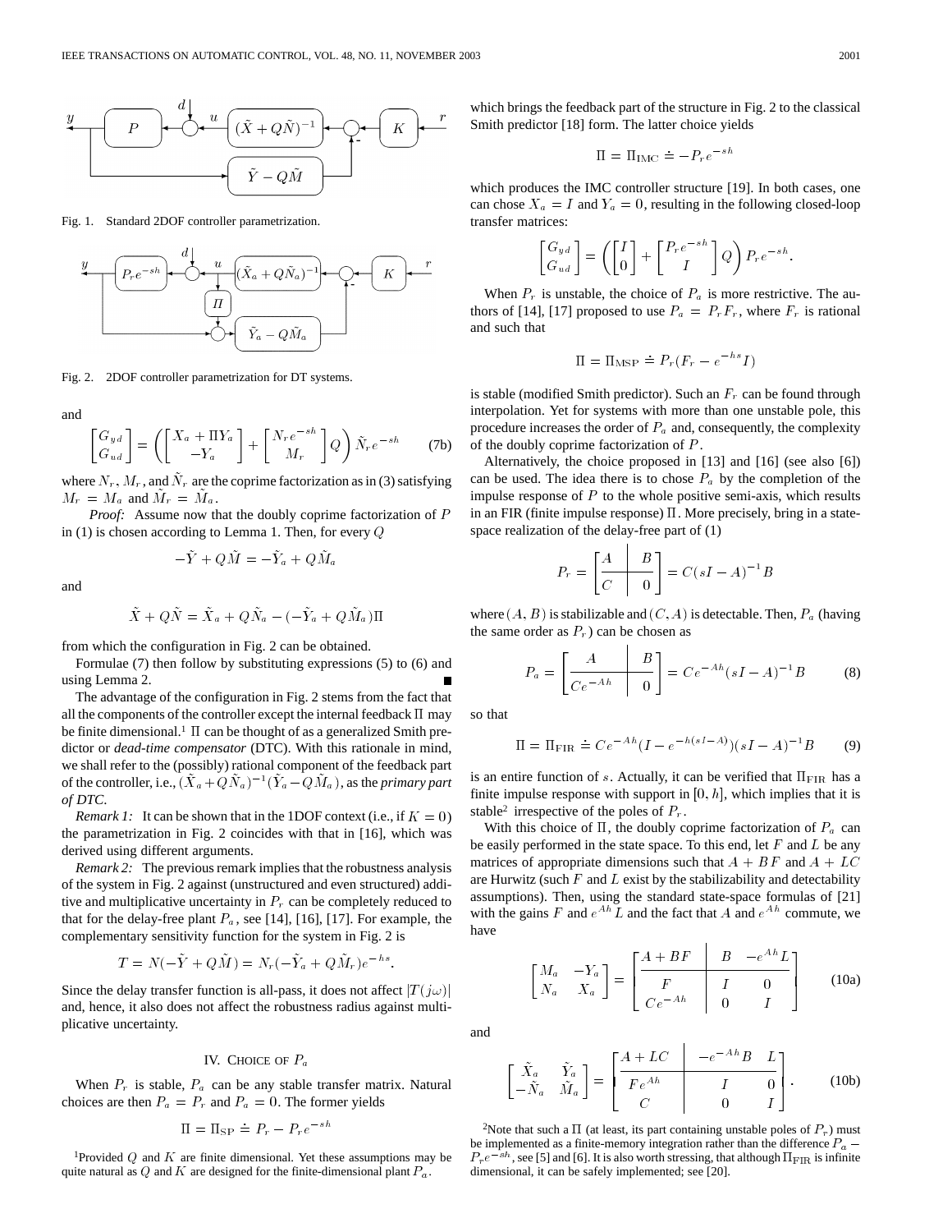Fig. 1. Standard 2DOF controller parametrization.

Fig. 2. 2DOF controller parametrization for DT systems.

and

$$\begin{bmatrix} G_{yd} \\ G_{ud} \end{bmatrix} = \left( \begin{bmatrix} X_a + \Pi Y_a \\ -Y_a \end{bmatrix} + \begin{bmatrix} N_r e^{-sh} \\ M_r \end{bmatrix} Q \right) \tilde{N}_r e^{-sh} \tag{7b}$$

where $N_r$, $M_r$, and $\tilde{N}_r$ are the coprime factorization as in (3) satisfying $M_r = M_a$ and $\tilde{M}_r = \tilde{M}_a$.

*Proof:* Assume now that the doubly coprime factorization of $P$ in (1) is chosen according to Lemma 1. Then, for every $Q$

$$-\tilde{Y} + Q\tilde{M} = -\tilde{Y}_a + Q\tilde{M}_a$$

and

$$\tilde{X} + Q\tilde{N} = \tilde{X}_a + Q\tilde{N}_a - (-\tilde{Y}_a + Q\tilde{M}_a)\Pi$$

from which the configuration in Fig. 2 can be obtained.

Formulae (7) then follow by substituting expressions (5) to (6) and using Lemma 2. ■

The advantage of the configuration in Fig. 2 stems from the fact that all the components of the controller except the internal feedback $\Pi$ may be finite dimensional.[1] $\Pi$ can be thought of as a generalized Smith predictor or *dead-time compensator* (DTC). With this rationale in mind, we shall refer to the (possibly) rational component of the feedback part of the controller, i.e., $(\tilde{X}_a + Q\tilde{N}_a)^{-1}(\tilde{Y}_a - Q\tilde{M}_a)$, as the *primary part of DTC*.

*Remark 1:* It can be shown that in the 1DOF context (i.e., if $K = 0$) the parametrization in Fig. 2 coincides with that in [16], which was derived using different arguments.

*Remark 2:* The previous remark implies that the robustness analysis of the system in Fig. 2 against (unstructured and even structured) additive and multiplicative uncertainty in $P_r$ can be completely reduced to that for the delay-free plant $P_a$, see [14], [16], [17]. For example, the complementary sensitivity function for the system in Fig. 2 is

$$T = N(-\tilde{Y} + Q\tilde{M}) = N_r(-\tilde{Y}_a + Q\tilde{M}_r)e^{-hs}.$$

Since the delay transfer function is all-pass, it does not affect $|T(j\omega)|$ and, hence, it also does not affect the robustness radius against multiplicative uncertainty.

## IV. Choice of $P_a$

When $P_r$ is stable, $P_a$ can be any stable transfer matrix. Natural choices are then $P_a = P_r$ and $P_a = 0$. The former yields

$$\Pi = \Pi_{\text{SP}} \doteq P_r - P_r e^{-sh}$$

which brings the feedback part of the structure in Fig. 2 to the classical Smith predictor [18] form. The latter choice yields

$$\Pi = \Pi_{\text{IMC}} \doteq -P_r e^{-sh}$$

which produces the IMC controller structure [19]. In both cases, one can chose $X_a = I$ and $Y_a = 0$, resulting in the following closed-loop transfer matrices:

$$\begin{bmatrix} G_{yd} \\ G_{ud} \end{bmatrix} = \left( \begin{bmatrix} I \\ 0 \end{bmatrix} + \begin{bmatrix} P_r e^{-sh} \\ I \end{bmatrix} Q \right) P_r e^{-sh}.$$

When $P_r$ is unstable, the choice of $P_a$ is more restrictive. The authors of [14], [17] proposed to use $P_a = P_r F_r$, where $F_r$ is rational and such that

$$\Pi = \Pi_{\text{MSP}} \doteq P_r(F_r - e^{-hs} I)$$

is stable (modified Smith predictor). Such an $F_r$ can be found through interpolation. Yet for systems with more than one unstable pole, this procedure increases the order of $P_a$ and, consequently, the complexity of the doubly coprime factorization of $P$.

Alternatively, the choice proposed in [13] and [16] (see also [6]) can be used. The idea there is to chose $P_a$ by the completion of the impulse response of $P$ to the whole positive semi-axis, which results in an FIR (finite impulse response) $\Pi$. More precisely, bring in a state-space realization of the delay-free part of (1)

$$P_r = \left[ \begin{array}{c|c} A & B \\ \hline C & 0 \end{array} \right] = C(sI - A)^{-1}B$$

where $(A, B)$ is stabilizable and $(C, A)$ is detectable. Then, $P_a$ (having the same order as $P_r$) can be chosen as

$$P_a = \left[ \begin{array}{c|c} A & B \\ \hline Ce^{-Ah} & 0 \end{array} \right] = Ce^{-Ah}(sI - A)^{-1}B \tag{8}$$

so that

$$\Pi = \Pi_{\text{FIR}} \doteq Ce^{-Ah}(I - e^{-h(sI-A)})(sI - A)^{-1}B \tag{9}$$

is an entire function of $s$. Actually, it can be verified that $\Pi_{\text{FIR}}$ has a finite impulse response with support in $[0, h]$, which implies that it is stable[2] irrespective of the poles of $P_r$.

With this choice of $\Pi$, the doubly coprime factorization of $P_a$ can be easily performed in the state space. To this end, let $F$ and $L$ be any matrices of appropriate dimensions such that $A + BF$ and $A + LC$ are Hurwitz (such $F$ and $L$ exist by the stabilizability and detectability assumptions). Then, using the standard state-space formulas of [21] with the gains $F$ and $e^{Ah}L$ and the fact that $A$ and $e^{Ah}$ commute, we have

$$\begin{bmatrix} M_a & -Y_a \\ N_a & X_a \end{bmatrix} = \left[ \begin{array}{c|cc} A + BF & B & -e^{Ah}L \\ \hline F & I & 0 \\ Ce^{-Ah} & 0 & I \end{array} \right] \tag{10a}$$

and

$$\begin{bmatrix} \tilde{X}_a & \tilde{Y}_a \\ -\tilde{N}_a & \tilde{M}_a \end{bmatrix} = \left[ \begin{array}{c|cc} A + LC & -e^{-Ah}B & L \\ \hline Fe^{Ah} & I & 0 \\ C & 0 & I \end{array} \right]. \tag{10b}$$

[1] Provided $Q$ and $K$ are finite dimensional. Yet these assumptions may be quite natural as $Q$ and $K$ are designed for the finite-dimensional plant $P_a$.

[2] Note that such a $\Pi$ (at least, its part containing unstable poles of $P_r$) must be implemented as a finite-memory integration rather than the difference $P_a - P_r e^{-sh}$, see [5] and [6]. It is also worth stressing, that although $\Pi_{\text{FIR}}$ is infinite dimensional, it can be safely implemented; see [20].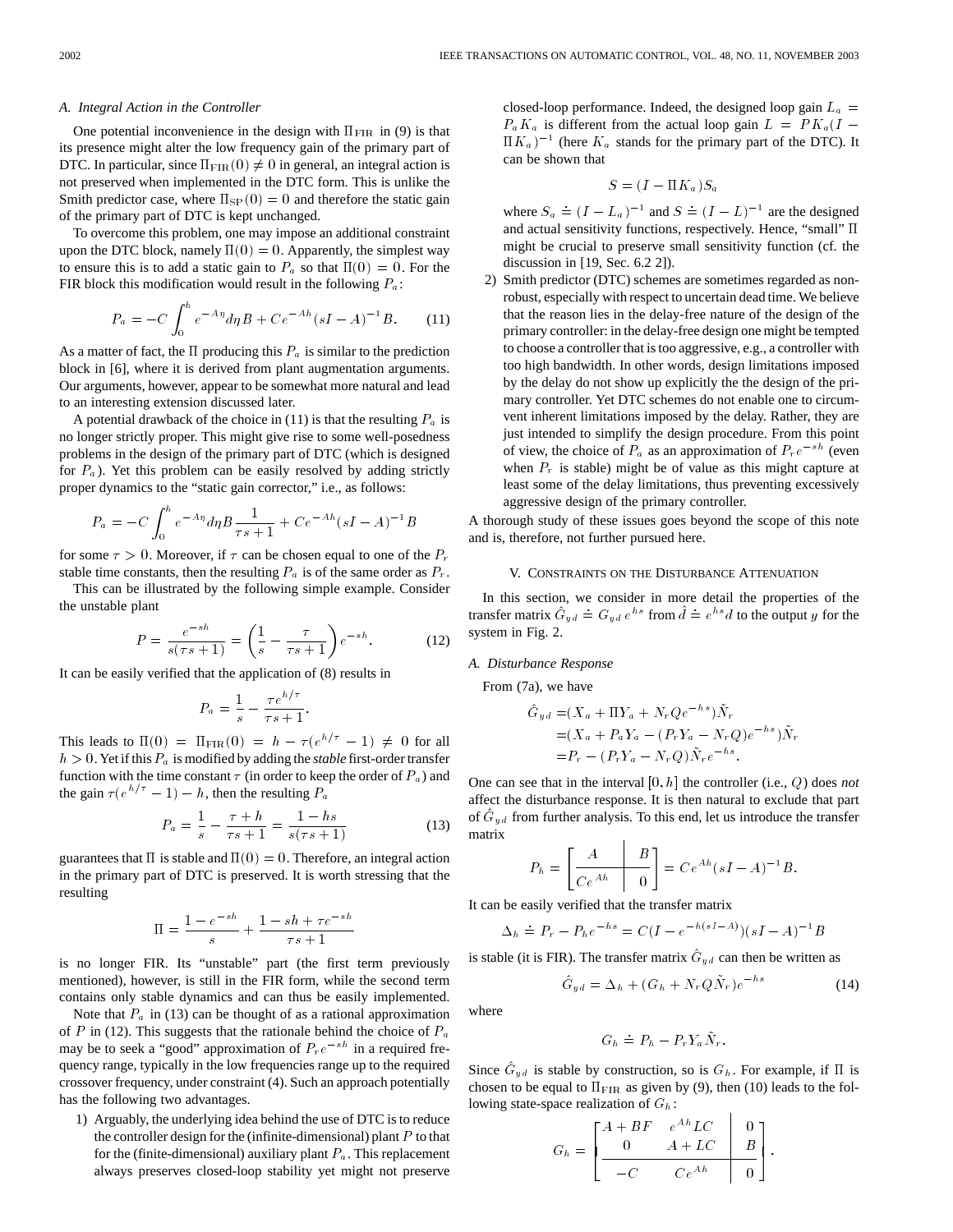### A. Integral Action in the Controller

One potential inconvenience in the design with $\Pi_{\rm FIR}$ in (9) is that its presence might alter the low frequency gain of the primary part of DTC. In particular, since $\Pi_{\rm FIR}(0) \neq 0$ in general, an integral action is not preserved when implemented in the DTC form. This is unlike the Smith predictor case, where $\Pi_{\rm SP}(0) = 0$ and therefore the static gain of the primary part of DTC is kept unchanged.

To overcome this problem, one may impose an additional constraint upon the DTC block, namely $\Pi(0) = 0$. Apparently, the simplest way to ensure this is to add a static gain to $P_a$ so that $\Pi(0) = 0$. For the FIR block this modification would result in the following $P_a$:

$$P_a = -C\int_0^h e^{-A\eta}d\eta B + Ce^{-Ah}(sI - A)^{-1}B. \tag{11}$$

As a matter of fact, the $\Pi$ producing this $P_a$ is similar to the prediction block in [6], where it is derived from plant augmentation arguments. Our arguments, however, appear to be somewhat more natural and lead to an interesting extension discussed later.

A potential drawback of the choice in (11) is that the resulting $P_a$ is no longer strictly proper. This might give rise to some well-posedness problems in the design of the primary part of DTC (which is designed for $P_a$). Yet this problem can be easily resolved by adding strictly proper dynamics to the "static gain corrector," i.e., as follows:

$$P_a = -C\int_0^h e^{-A\eta}d\eta B\frac{1}{\tau s + 1} + Ce^{-Ah}(sI - A)^{-1}B$$

for some $\tau > 0$. Moreover, if $\tau$ can be chosen equal to one of the $P_r$ stable time constants, then the resulting $P_a$ is of the same order as $P_r$.

This can be illustrated by the following simple example. Consider the unstable plant

$$P = \frac{e^{-sh}}{s(\tau s + 1)} = \left(\frac{1}{s} - \frac{\tau}{\tau s + 1}\right)e^{-sh}. \tag{12}$$

It can be easily verified that the application of (8) results in

$$P_a = \frac{1}{s} - \frac{\tau e^{h/\tau}}{\tau s + 1}.$$

This leads to $\Pi(0) = \Pi_{\rm FIR}(0) = h - \tau(e^{h/\tau} - 1) \neq 0$ for all $h > 0$. Yet if this $P_a$ is modified by adding the *stable* first-order transfer function with the time constant $\tau$ (in order to keep the order of $P_a$) and the gain $\tau(e^{h/\tau} - 1) - h$, then the resulting $P_a$

$$P_a = \frac{1}{s} - \frac{\tau + h}{\tau s + 1} = \frac{1 - hs}{s(\tau s + 1)} \tag{13}$$

guarantees that $\Pi$ is stable and $\Pi(0) = 0$. Therefore, an integral action in the primary part of DTC is preserved. It is worth stressing that the resulting

$$\Pi = \frac{1 - e^{-sh}}{s} + \frac{1 - sh + \tau e^{-sh}}{\tau s + 1}$$

is no longer FIR. Its "unstable" part (the first term previously mentioned), however, is still in the FIR form, while the second term contains only stable dynamics and can thus be easily implemented.

Note that $P_a$ in (13) can be thought of as a rational approximation of $P$ in (12). This suggests that the rationale behind the choice of $P_a$ may be to seek a "good" approximation of $P_r e^{-sh}$ in a required frequency range, typically in the low frequencies range up to the required crossover frequency, under constraint (4). Such an approach potentially has the following two advantages.

1) Arguably, the underlying idea behind the use of DTC is to reduce the controller design for the (infinite-dimensional) plant $P$ to that for the (finite-dimensional) auxiliary plant $P_a$. This replacement always preserves closed-loop stability yet might not preserve closed-loop performance. Indeed, the designed loop gain $L_a = P_a K_a$ is different from the actual loop gain $L = PK_a(I - \Pi K_a)^{-1}$ (here $K_a$ stands for the primary part of the DTC). It can be shown that

$$S = (I - \Pi K_a)S_a$$

where $S_a \doteq (I - L_a)^{-1}$ and $S \doteq (I - L)^{-1}$ are the designed and actual sensitivity functions, respectively. Hence, "small" $\Pi$ might be crucial to preserve small sensitivity function (cf. the discussion in [19, Sec. 6.2 2]).

2) Smith predictor (DTC) schemes are sometimes regarded as nonrobust, especially with respect to uncertain dead time. We believe that the reason lies in the delay-free nature of the design of the primary controller: in the delay-free design one might be tempted to choose a controller that is too aggressive, e.g., a controller with too high bandwidth. In other words, design limitations imposed by the delay do not show up explicitly the the design of the primary controller. Yet DTC schemes do not enable one to circumvent inherent limitations imposed by the delay. Rather, they are just intended to simplify the design procedure. From this point of view, the choice of $P_a$ as an approximation of $P_r e^{-sh}$ (even when $P_r$ is stable) might be of value as this might capture at least some of the delay limitations, thus preventing excessively aggressive design of the primary controller.

A thorough study of these issues goes beyond the scope of this note and is, therefore, not further pursued here.

## V. Constraints on the Disturbance Attenuation

In this section, we consider in more detail the properties of the transfer matrix $\hat{G}_{yd} \doteq G_{yd}\, e^{hs}$ from $\hat{d} \doteq e^{hs}d$ to the output $y$ for the system in Fig. 2.

### A. Disturbance Response

From (7a), we have

$$\begin{aligned}\hat{G}_{yd} &= (X_a + \Pi Y_a + N_r Q e^{-hs})\tilde{N}_r \\ &= (X_a + P_a Y_a - (P_r Y_a - N_r Q)e^{-hs})\tilde{N}_r \\ &= P_r - (P_r Y_a - N_r Q)\tilde{N}_r e^{-hs}.\end{aligned}$$

One can see that in the interval $[0, h]$ the controller (i.e., $Q$) does *not* affect the disturbance response. It is then natural to exclude that part of $\hat{G}_{yd}$ from further analysis. To this end, let us introduce the transfer matrix

$$P_h = \left[\begin{array}{c|c} A & B \\ \hline Ce^{Ah} & 0 \end{array}\right] = Ce^{Ah}(sI - A)^{-1}B.$$

It can be easily verified that the transfer matrix

$$\Delta_h \doteq P_r - P_h e^{-hs} = C(I - e^{-h(sI - A)})(sI - A)^{-1}B$$

is stable (it is FIR). The transfer matrix $\hat{G}_{yd}$ can then be written as

$$\hat{G}_{yd} = \Delta_h + (G_h + N_r Q \tilde{N}_r)e^{-hs} \tag{14}$$

where

$$G_h \doteq P_h - P_r Y_a \tilde{N}_r.$$

Since $\hat{G}_{yd}$ is stable by construction, so is $G_h$. For example, if $\Pi$ is chosen to be equal to $\Pi_{\rm FIR}$ as given by (9), then (10) leads to the following state-space realization of $G_h$:

$$G_h = \left[\begin{array}{cc|c} A + BF & e^{Ah}LC & 0 \\ 0 & A + LC & B \\ \hline -C & Ce^{Ah} & 0 \end{array}\right].$$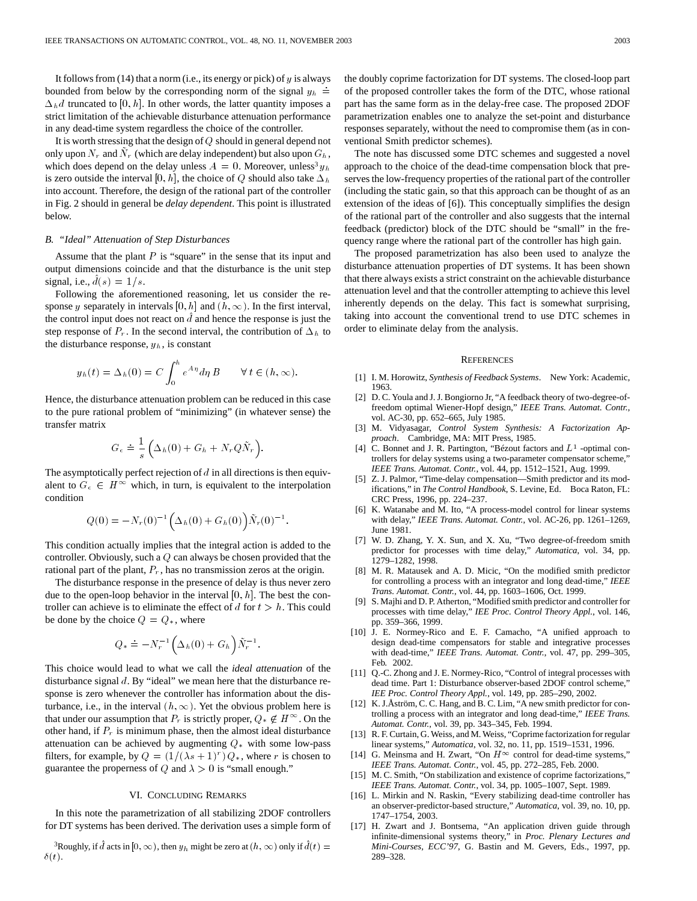It follows from (14) that a norm (i.e., its energy or pick) of $y$ is always bounded from below by the corresponding norm of the signal $y_h \doteq \Delta_h d$ truncated to $[0, h]$. In other words, the latter quantity imposes a strict limitation of the achievable disturbance attenuation performance in any dead-time system regardless the choice of the controller.

It is worth stressing that the design of $Q$ should in general depend not only upon $N_r$ and $\tilde{N}_r$ (which are delay independent) but also upon $G_h$, which does depend on the delay unless $A = 0$. Moreover, unless[3] $y_h$ is zero outside the interval $[0, h]$, the choice of $Q$ should also take $\Delta_h$ into account. Therefore, the design of the rational part of the controller in Fig. 2 should in general be *delay dependent*. This point is illustrated below.

### B. "Ideal" Attenuation of Step Disturbances

Assume that the plant $P$ is "square" in the sense that its input and output dimensions coincide and that the disturbance is the unit step signal, i.e., $\hat{d}(s) = 1/s$.

Following the aforementioned reasoning, let us consider the response $y$ separately in intervals $[0, h]$ and $(h, \infty)$. In the first interval, the control input does not react on $\hat{d}$ and hence the response is just the step response of $P_r$. In the second interval, the contribution of $\Delta_h$ to the disturbance response, $y_h$, is constant

$$y_h(t) = \Delta_h(0) = C \int_0^h e^{A\eta} d\eta \, B \qquad \forall\, t \in (h, \infty).$$

Hence, the disturbance attenuation problem can be reduced in this case to the pure rational problem of "minimizing" (in whatever sense) the transfer matrix

$$G_\epsilon \doteq \frac{1}{s}\Big(\Delta_h(0) + G_h + N_r Q \tilde{N}_r\Big).$$

The asymptotically perfect rejection of $d$ in all directions is then equivalent to $G_\epsilon \in H^\infty$ which, in turn, is equivalent to the interpolation condition

$$Q(0) = -N_r(0)^{-1}\Big(\Delta_h(0) + G_h(0)\Big)\tilde{N}_r(0)^{-1}.$$

This condition actually implies that the integral action is added to the controller. Obviously, such a $Q$ can always be chosen provided that the rational part of the plant, $P_r$, has no transmission zeros at the origin.

The disturbance response in the presence of delay is thus never zero due to the open-loop behavior in the interval $[0, h]$. The best the controller can achieve is to eliminate the effect of $d$ for $t > h$. This could be done by the choice $Q = Q_*$, where

$$Q_* \doteq -N_r^{-1}\Big(\Delta_h(0) + G_h\Big)\tilde{N}_r^{-1}.$$

This choice would lead to what we call the *ideal attenuation* of the disturbance signal $d$. By "ideal" we mean here that the disturbance response is zero whenever the controller has information about the disturbance, i.e., in the interval $(h, \infty)$. Yet the obvious problem here is that under our assumption that $P_r$ is strictly proper, $Q_* \notin H^\infty$. On the other hand, if $P_r$ is minimum phase, then the almost ideal disturbance attenuation can be achieved by augmenting $Q_*$ with some low-pass filters, for example, by $Q = (1/(\lambda s + 1)^r) Q_*$, where $r$ is chosen to guarantee the properness of $Q$ and $\lambda > 0$ is "small enough."

## VI. Concluding Remarks

In this note the parametrization of all stabilizing 2DOF controllers for DT systems has been derived. The derivation uses a simple form of the doubly coprime factorization for DT systems. The closed-loop part of the proposed controller takes the form of the DTC, whose rational part has the same form as in the delay-free case. The proposed 2DOF parametrization enables one to analyze the set-point and disturbance responses separately, without the need to compromise them (as in conventional Smith predictor schemes).

The note has discussed some DTC schemes and suggested a novel approach to the choice of the dead-time compensation block that preserves the low-frequency properties of the rational part of the controller (including the static gain, so that this approach can be thought of as an extension of the ideas of [6]). This conceptually simplifies the design of the rational part of the controller and also suggests that the internal feedback (predictor) block of the DTC should be "small" in the frequency range where the rational part of the controller has high gain.

The proposed parametrization has also been used to analyze the disturbance attenuation properties of DT systems. It has been shown that there always exists a strict constraint on the achievable disturbance attenuation level and that the controller attempting to achieve this level inherently depends on the delay. This fact is somewhat surprising, taking into account the conventional trend to use DTC schemes in order to eliminate delay from the analysis.

[3] Roughly, if $\hat{d}$ acts in $[0, \infty)$, then $y_h$ might be zero at $(h, \infty)$ only if $\hat{d}(t) = \delta(t)$.

## References

[1] I. M. Horowitz, *Synthesis of Feedback Systems*. New York: Academic, 1963.

[2] D. C. Youla and J. J. Bongiorno Jr, "A feedback theory of two-degree-of-freedom optimal Wiener-Hopf design," *IEEE Trans. Automat. Contr.*, vol. AC-30, pp. 652–665, July 1985.

[3] M. Vidyasagar, *Control System Synthesis: A Factorization Approach*. Cambridge, MA: MIT Press, 1985.

[4] C. Bonnet and J. R. Partington, "Bézout factors and $L^1$ -optimal controllers for delay systems using a two-parameter compensator scheme," *IEEE Trans. Automat. Contr.*, vol. 44, pp. 1512–1521, Aug. 1999.

[5] Z. J. Palmor, "Time-delay compensation—Smith predictor and its modifications," in *The Control Handbook*, S. Levine, Ed. Boca Raton, FL: CRC Press, 1996, pp. 224–237.

[6] K. Watanabe and M. Ito, "A process-model control for linear systems with delay," *IEEE Trans. Automat. Contr.*, vol. AC-26, pp. 1261–1269, June 1981.

[7] W. D. Zhang, Y. X. Sun, and X. Xu, "Two degree-of-freedom smith predictor for processes with time delay," *Automatica*, vol. 34, pp. 1279–1282, 1998.

[8] M. R. Matausek and A. D. Micic, "On the modified smith predictor for controlling a process with an integrator and long dead-time," *IEEE Trans. Automat. Contr.*, vol. 44, pp. 1603–1606, Oct. 1999.

[9] S. Majhi and D. P. Atherton, "Modified smith predictor and controller for processes with time delay," *IEE Proc. Control Theory Appl.*, vol. 146, pp. 359–366, 1999.

[10] J. E. Normey-Rico and E. F. Camacho, "A unified approach to design dead-time compensators for stable and integrative processes with dead-time," *IEEE Trans. Automat. Contr.*, vol. 47, pp. 299–305, Feb. 2002.

[11] Q.-C. Zhong and J. E. Normey-Rico, "Control of integral processes with dead time. Part 1: Disturbance observer-based 2DOF control scheme," *IEE Proc. Control Theory Appl.*, vol. 149, pp. 285–290, 2002.

[12] K. J.Åström, C. C. Hang, and B. C. Lim, "A new smith predictor for controlling a process with an integrator and long dead-time," *IEEE Trans. Automat. Contr.*, vol. 39, pp. 343–345, Feb. 1994.

[13] R. F. Curtain, G. Weiss, and M. Weiss, "Coprime factorization for regular linear systems," *Automatica*, vol. 32, no. 11, pp. 1519–1531, 1996.

[14] G. Meinsma and H. Zwart, "On $H^\infty$ control for dead-time systems," *IEEE Trans. Automat. Contr.*, vol. 45, pp. 272–285, Feb. 2000.

[15] M. C. Smith, "On stabilization and existence of coprime factorizations," *IEEE Trans. Automat. Contr.*, vol. 34, pp. 1005–1007, Sept. 1989.

[16] L. Mirkin and N. Raskin, "Every stabilizing dead-time controller has an observer-predictor-based structure," *Automatica*, vol. 39, no. 10, pp. 1747–1754, 2003.

[17] H. Zwart and J. Bontsema, "An application driven guide through infinite-dimensional systems theory," in *Proc. Plenary Lectures and Mini-Courses, ECC'97*, G. Bastin and M. Gevers, Eds., 1997, pp. 289–328.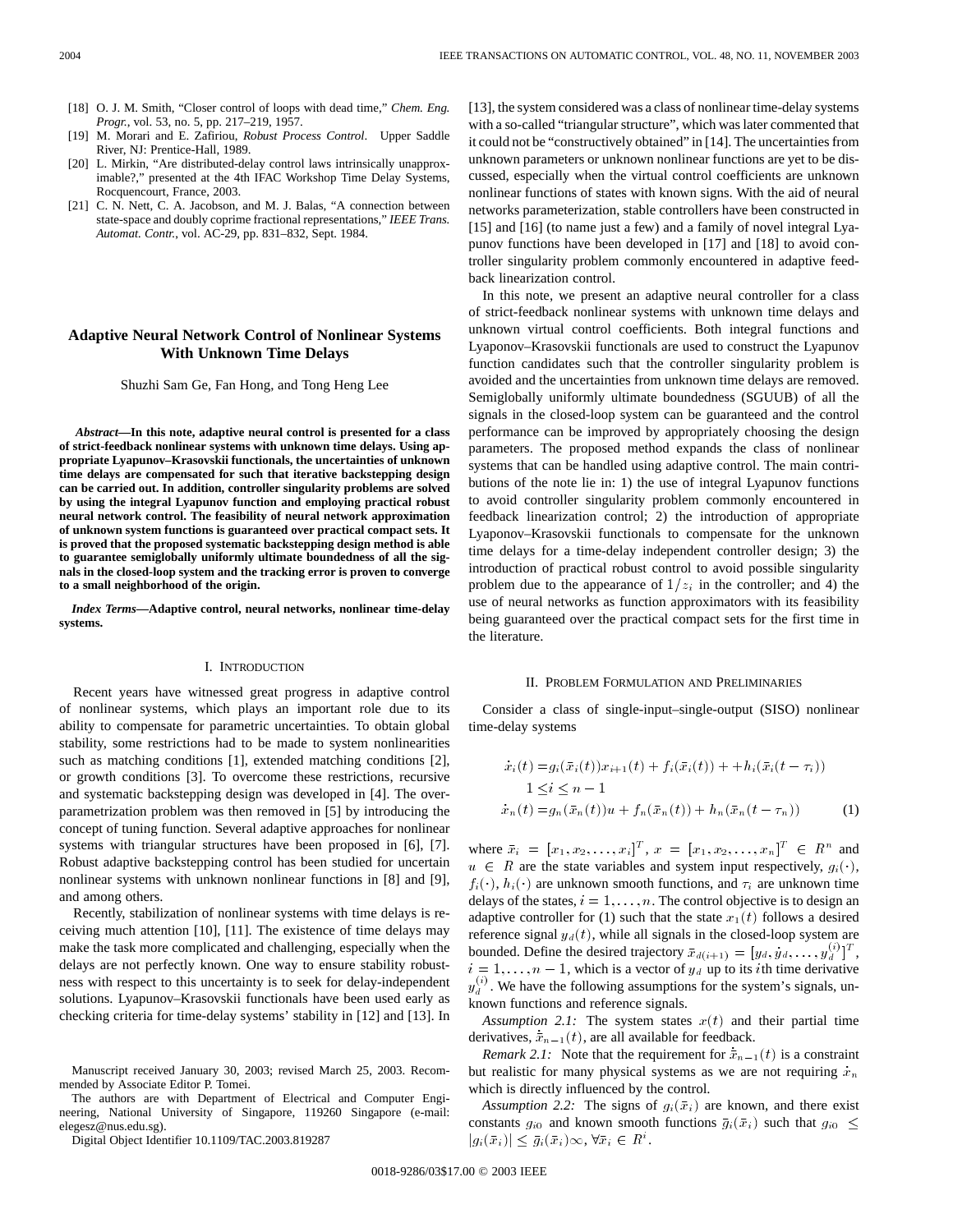[18] O. J. M. Smith, "Closer control of loops with dead time," *Chem. Eng. Progr.*, vol. 53, no. 5, pp. 217–219, 1957.

[19] M. Morari and E. Zafiriou, *Robust Process Control*. Upper Saddle River, NJ: Prentice-Hall, 1989.

[20] L. Mirkin, "Are distributed-delay control laws intrinsically unapproximable?," presented at the 4th IFAC Workshop Time Delay Systems, Rocquencourt, France, 2003.

[21] C. N. Nett, C. A. Jacobson, and M. J. Balas, "A connection between state-space and doubly coprime fractional representations," *IEEE Trans. Automat. Contr.*, vol. AC-29, pp. 831–832, Sept. 1984.

# Adaptive Neural Network Control of Nonlinear Systems With Unknown Time Delays

Shuzhi Sam Ge, Fan Hong, and Tong Heng Lee

***Abstract*—In this note, adaptive neural control is presented for a class of strict-feedback nonlinear systems with unknown time delays. Using appropriate Lyapunov–Krasovskii functionals, the uncertainties of unknown time delays are compensated for such that iterative backstepping design can be carried out. In addition, controller singularity problems are solved by using the integral Lyapunov function and employing practical robust neural network control. The feasibility of neural network approximation of unknown system functions is guaranteed over practical compact sets. It is proved that the proposed systematic backstepping design method is able to guarantee semiglobally uniformly ultimate boundedness of all the signals in the closed-loop system and the tracking error is proven to converge to a small neighborhood of the origin.**

***Index Terms*—Adaptive control, neural networks, nonlinear time-delay systems.**

## I. Introduction

Recent years have witnessed great progress in adaptive control of nonlinear systems, which plays an important role due to its ability to compensate for parametric uncertainties. To obtain global stability, some restrictions had to be made to system nonlinearities such as matching conditions [1], extended matching conditions [2], or growth conditions [3]. To overcome these restrictions, recursive and systematic backstepping design was developed in [4]. The overparametrization problem was then removed in [5] by introducing the concept of tuning function. Several adaptive approaches for nonlinear systems with triangular structures have been proposed in [6], [7]. Robust adaptive backstepping control has been studied for uncertain nonlinear systems with unknown nonlinear functions in [8] and [9], and among others.

Recently, stabilization of nonlinear systems with time delays is receiving much attention [10], [11]. The existence of time delays may make the task more complicated and challenging, especially when the delays are not perfectly known. One way to ensure stability robustness with respect to this uncertainty is to seek for delay-independent solutions. Lyapunov–Krasovskii functionals have been used early as checking criteria for time-delay systems' stability in [12] and [13]. In [13], the system considered was a class of nonlinear time-delay systems with a so-called "triangular structure", which was later commented that it could not be "constructively obtained" in [14]. The uncertainties from unknown parameters or unknown nonlinear functions are yet to be discussed, especially when the virtual control coefficients are unknown nonlinear functions of states with known signs. With the aid of neural networks parameterization, stable controllers have been constructed in [15] and [16] (to name just a few) and a family of novel integral Lyapunov functions have been developed in [17] and [18] to avoid controller singularity problem commonly encountered in adaptive feedback linearization control.

Manuscript received January 30, 2003; revised March 25, 2003. Recommended by Associate Editor P. Tomei.

The authors are with Department of Electrical and Computer Engineering, National University of Singapore, 119260 Singapore (e-mail: elegesz@nus.edu.sg).

Digital Object Identifier 10.1109/TAC.2003.819287

In this note, we present an adaptive neural controller for a class of strict-feedback nonlinear systems with unknown time delays and unknown virtual control coefficients. Both integral functions and Lyaponov–Krasovskii functionals are used to construct the Lyapunov function candidates such that the controller singularity problem is avoided and the uncertainties from unknown time delays are removed. Semiglobally uniformly ultimate boundedness (SGUUB) of all the signals in the closed-loop system can be guaranteed and the control performance can be improved by appropriately choosing the design parameters. The proposed method expands the class of nonlinear systems that can be handled using adaptive control. The main contributions of the note lie in: 1) the use of integral Lyapunov functions to avoid controller singularity problem commonly encountered in feedback linearization control; 2) the introduction of appropriate Lyaponov–Krasovskii functionals to compensate for the unknown time delays for a time-delay independent controller design; 3) the introduction of practical robust control to avoid possible singularity problem due to the appearance of $1/z_i$ in the controller; and 4) the use of neural networks as function approximators with its feasibility being guaranteed over the practical compact sets for the first time in the literature.

## II. Problem Formulation and Preliminaries

Consider a class of single-input–single-output (SISO) nonlinear time-delay systems

$$
\begin{aligned}
\dot{x}_i(t) &= g_i(\bar{x}_i(t))x_{i+1}(t) + f_i(\bar{x}_i(t)) + +h_i(\bar{x}_i(t-\tau_i)) \\
&\quad 1 \le i \le n-1 \\
\dot{x}_n(t) &= g_n(\bar{x}_n(t))u + f_n(\bar{x}_n(t)) + h_n(\bar{x}_n(t-\tau_n))
\end{aligned} \tag{1}
$$

where $\bar{x}_i = [x_1, x_2, \ldots, x_i]^T$, $x = [x_1, x_2, \ldots, x_n]^T \in R^n$ and $u \in R$ are the state variables and system input respectively, $g_i(\cdot)$, $f_i(\cdot)$, $h_i(\cdot)$ are unknown smooth functions, and $\tau_i$ are unknown time delays of the states, $i = 1, \ldots, n$. The control objective is to design an adaptive controller for (1) such that the state $x_1(t)$ follows a desired reference signal $y_d(t)$, while all signals in the closed-loop system are bounded. Define the desired trajectory $\bar{x}_{d(i+1)} = [y_d, \dot{y}_d, \ldots, y_d^{(i)}]^T$, $i = 1, \ldots, n-1$, which is a vector of $y_d$ up to its $i$th time derivative $y_d^{(i)}$. We have the following assumptions for the system's signals, unknown functions and reference signals.

*Assumption 2.1:* The system states $x(t)$ and their partial time derivatives, $\dot{\bar{x}}_{n-1}(t)$, are all available for feedback.

*Remark 2.1:* Note that the requirement for $\dot{\bar{x}}_{n-1}(t)$ is a constraint but realistic for many physical systems as we are not requiring $\dot{x}_n$ which is directly influenced by the control.

*Assumption 2.2:* The signs of $g_i(\bar{x}_i)$ are known, and there exist constants $g_{i0}$ and known smooth functions $\bar{g}_i(\bar{x}_i)$ such that $g_{i0} \le |g_i(\bar{x}_i)| \le \bar{g}_i(\bar{x}_i)\infty$, $\forall \bar{x}_i \in R^i$.